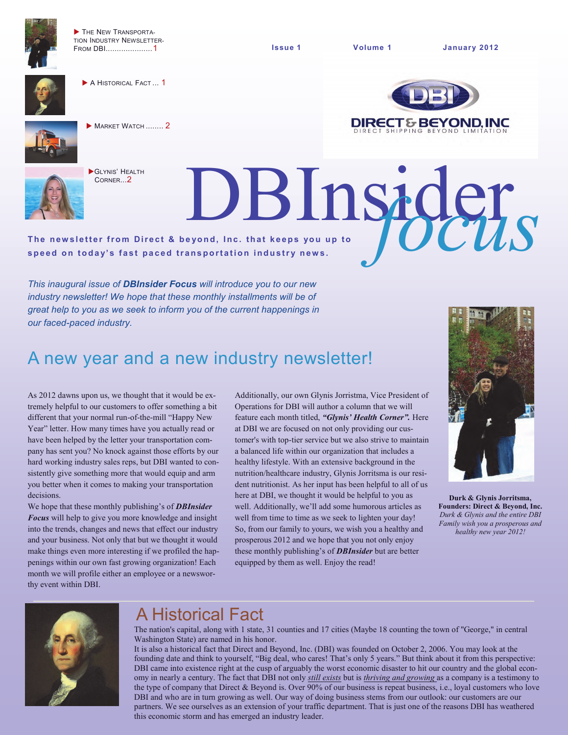- The New Transportation Industry Newsletter- From DBI.....................1
- A Historical Fact ... 1
- Market Watch ........ 2
- Glynis' Health Corner...2

Issue 1 Volume 1 January 2012

DIRECT & BEYOND, INC
DIRECT SHIPPING BEYOND LIMITATION

# DBInsider *focus*

**The newsletter from Direct & beyond, Inc. that keeps you up to speed on today's fast paced transportation industry news.**

*This inaugural issue of **DBInsider Focus** will introduce you to our new industry newsletter! We hope that these monthly installments will be of great help to you as we seek to inform you of the current happenings in our faced-paced industry.*

## A new year and a new industry newsletter!

As 2012 dawns upon us, we thought that it would be extremely helpful to our customers to offer something a bit different that your normal run-of-the-mill "Happy New Year" letter. How many times have you actually read or have been helped by the letter your transportation company has sent you? No knock against those efforts by our hard working industry sales reps, but DBI wanted to consistently give something more that would equip and arm you better when it comes to making your transportation decisions.

We hope that these monthly publishing's of ***DBInsider Focus*** will help to give you more knowledge and insight into the trends, changes and news that effect our industry and your business. Not only that but we thought it would make things even more interesting if we profiled the happenings within our own fast growing organization! Each month we will profile either an employee or a newsworthy event within DBI.

Additionally, our own Glynis Jorristma, Vice President of Operations for DBI will author a column that we will feature each month titled, ***"Glynis' Health Corner".*** Here at DBI we are focused on not only providing our customer's with top-tier service but we also strive to maintain a balanced life within our organization that includes a healthy lifestyle. With an extensive background in the nutrition/healthcare industry, Glynis Jorritsma is our resident nutritionist. As her input has been helpful to all of us here at DBI, we thought it would be helpful to you as well. Additionally, we'll add some humorous articles as well from time to time as we seek to lighten your day! So, from our family to yours, we wish you a healthy and prosperous 2012 and we hope that you not only enjoy these monthly publishing's of ***DBInsider*** but are better equipped by them as well. Enjoy the read!

**Durk & Glynis Jorritsma, Founders: Direct & Beyond, Inc.**
*Durk & Glynis and the entire DBI Family wish you a prosperous and healthy new year 2012!*

## A Historical Fact

The nation's capital, along with 1 state, 31 counties and 17 cities (Maybe 18 counting the town of "George," in central Washington State) are named in his honor.

It is also a historical fact that Direct and Beyond, Inc. (DBI) was founded on October 2, 2006. You may look at the founding date and think to yourself, "Big deal, who cares! That's only 5 years." But think about it from this perspective: DBI came into existence right at the cusp of arguably the worst economic disaster to hit our country and the global economy in nearly a century. The fact that DBI not only *still exists* but is *thriving and growing* as a company is a testimony to the type of company that Direct & Beyond is. Over 90% of our business is repeat business, i.e., loyal customers who love DBI and who are in turn growing as well. Our way of doing business stems from our outlook: our customers are our partners. We see ourselves as an extension of your traffic department. That is just one of the reasons DBI has weathered this economic storm and has emerged an industry leader.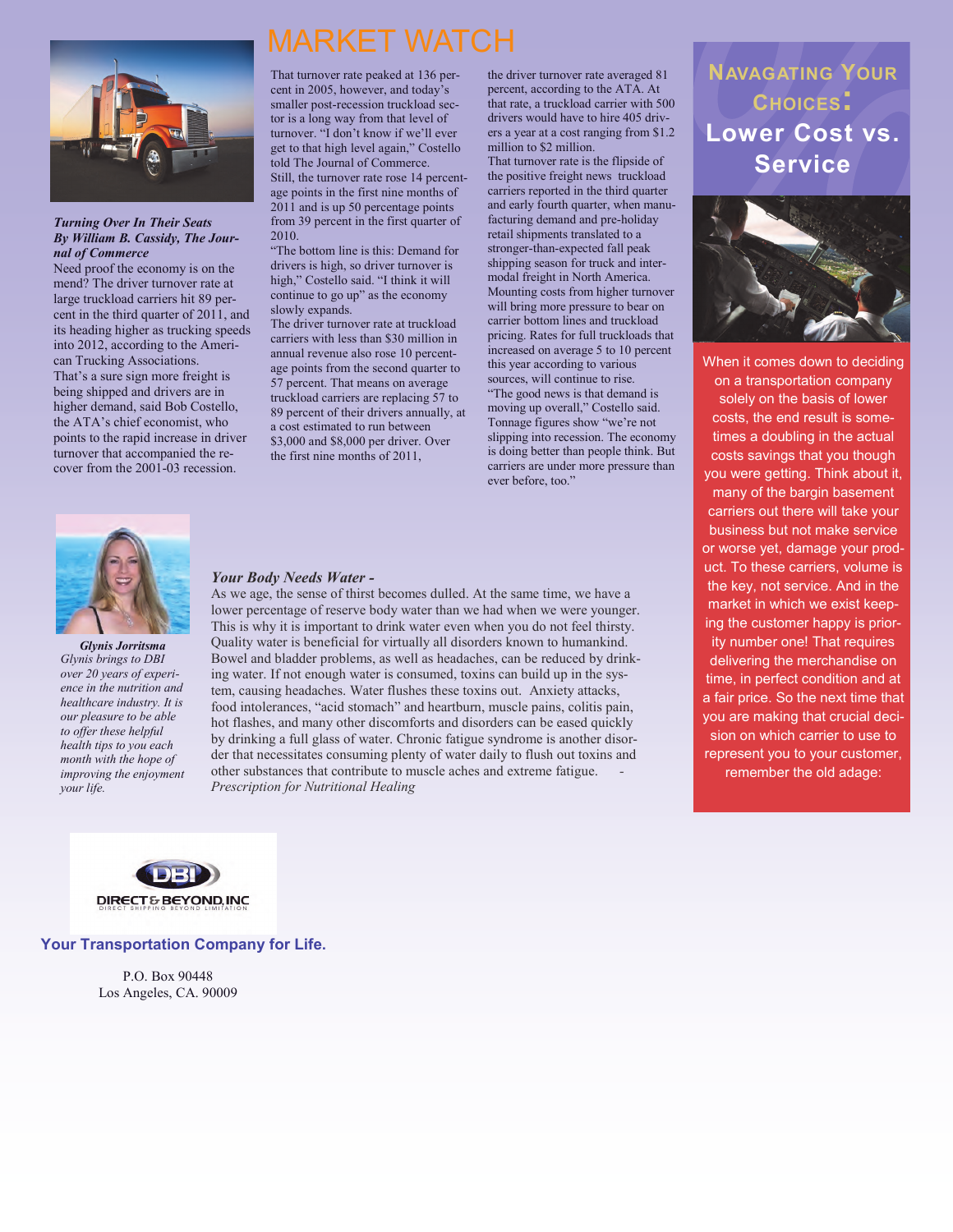# MARKET WATCH

***Turning Over In Their Seats***
***By William B. Cassidy, The Journal of Commerce***

Need proof the economy is on the mend? The driver turnover rate at large truckload carriers hit 89 percent in the third quarter of 2011, and its heading higher as trucking speeds into 2012, according to the American Trucking Associations.

That's a sure sign more freight is being shipped and drivers are in higher demand, said Bob Costello, the ATA's chief economist, who points to the rapid increase in driver turnover that accompanied the recover from the 2001-03 recession.

That turnover rate peaked at 136 percent in 2005, however, and today's smaller post-recession truckload sector is a long way from that level of turnover. "I don't know if we'll ever get to that high level again," Costello told The Journal of Commerce.

Still, the turnover rate rose 14 percentage points in the first nine months of 2011 and is up 50 percentage points from 39 percent in the first quarter of 2010.

"The bottom line is this: Demand for drivers is high, so driver turnover is high," Costello said. "I think it will continue to go up" as the economy slowly expands.

The driver turnover rate at truckload carriers with less than $30 million in annual revenue also rose 10 percentage points from the second quarter to 57 percent. That means on average truckload carriers are replacing 57 to 89 percent of their drivers annually, at a cost estimated to run between $3,000 and $8,000 per driver. Over the first nine months of 2011, the driver turnover rate averaged 81 percent, according to the ATA. At that rate, a truckload carrier with 500 drivers would have to hire 405 drivers a year at a cost ranging from $1.2 million to $2 million.

That turnover rate is the flipside of the positive freight news truckload carriers reported in the third quarter and early fourth quarter, when manufacturing demand and pre-holiday retail shipments translated to a stronger-than-expected fall peak shipping season for truck and intermodal freight in North America.

Mounting costs from higher turnover will bring more pressure to bear on carrier bottom lines and truckload pricing. Rates for full truckloads that increased on average 5 to 10 percent this year according to various sources, will continue to rise.

"The good news is that demand is moving up overall," Costello said. Tonnage figures show "we're not slipping into recession. The economy is doing better than people think. But carriers are under more pressure than ever before, too."

## NAVAGATING YOUR CHOICES: Lower Cost vs. Service

When it comes down to deciding on a transportation company solely on the basis of lower costs, the end result is sometimes a doubling in the actual costs savings that you though you were getting. Think about it, many of the bargin basement carriers out there will take your business but not make service or worse yet, damage your product. To these carriers, volume is the key, not service. And in the market in which we exist keeping the customer happy is priority number one! That requires delivering the merchandise on time, in perfect condition and at a fair price. So the next time that you are making that crucial decision on which carrier to use to represent you to your customer, remember the old adage:

***Your Body Needs Water -***

As we age, the sense of thirst becomes dulled. At the same time, we have a lower percentage of reserve body water than we had when we were younger. This is why it is important to drink water even when you do not feel thirsty. Quality water is beneficial for virtually all disorders known to humankind. Bowel and bladder problems, as well as headaches, can be reduced by drinking water. If not enough water is consumed, toxins can build up in the system, causing headaches. Water flushes these toxins out. Anxiety attacks, food intolerances, "acid stomach" and heartburn, muscle pains, colitis pain, hot flashes, and many other discomforts and disorders can be eased quickly by drinking a full glass of water. Chronic fatigue syndrome is another disorder that necessitates consuming plenty of water daily to flush out toxins and other substances that contribute to muscle aches and extreme fatigue. - *Prescription for Nutritional Healing*

***Glynis Jorritsma***
*Glynis brings to DBI over 20 years of experience in the nutrition and healthcare industry. It is our pleasure to be able to offer these helpful health tips to you each month with the hope of improving the enjoyment your life.*

DBI
DIRECT & BEYOND, INC
DIRECT SHIPPING BEYOND LIMITATION

**Your Transportation Company for Life.**

P.O. Box 90448
Los Angeles, CA. 90009